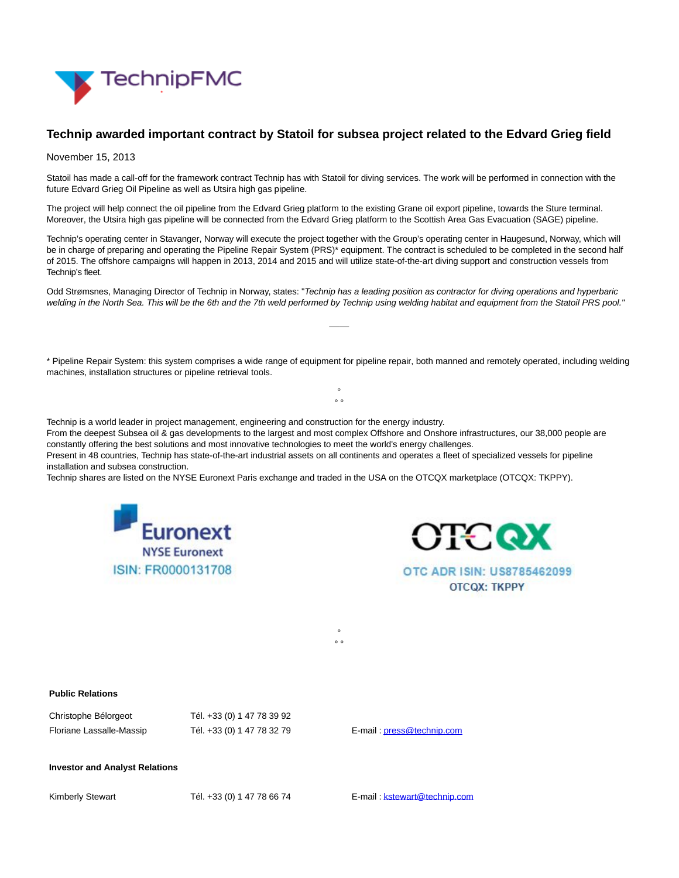# Technip awarded important contract by Statoil for subsea project related to the Edvard Grieg field

November 15, 2013

Statoil has made a call-off for the framework contract Technip has with Statoil for diving services. The work will be performed in connection with the future Edvard Grieg Oil Pipeline as well as Utsira high gas pipeline.

The project will help connect the oil pipeline from the Edvard Grieg platform to the existing Grane oil export pipeline, towards the Sture terminal. Moreover, the Utsira high gas pipeline will be connected from the Edvard Grieg platform to the Scottish Area Gas Evacuation (SAGE) pipeline.

Technip's operating center in Stavanger, Norway will execute the project together with the Group's operating center in Haugesund, Norway, which will be in charge of preparing and operating the Pipeline Repair System (PRS)* equipment. The contract is scheduled to be completed in the second half of 2015. The offshore campaigns will happen in 2013, 2014 and 2015 and will utilize state-of-the-art diving support and construction vessels from Technip's fleet.

Odd Strømsnes, Managing Director of Technip in Norway, states: "*Technip has a leading position as contractor for diving operations and hyperbaric welding in the North Sea. This will be the 6th and the 7th weld performed by Technip using welding habitat and equipment from the Statoil PRS pool.*"

____

* Pipeline Repair System: this system comprises a wide range of equipment for pipeline repair, both manned and remotely operated, including welding machines, installation structures or pipeline retrieval tools.

°
° °

Technip is a world leader in project management, engineering and construction for the energy industry.
From the deepest Subsea oil & gas developments to the largest and most complex Offshore and Onshore infrastructures, our 38,000 people are constantly offering the best solutions and most innovative technologies to meet the world's energy challenges.
Present in 48 countries, Technip has state-of-the-art industrial assets on all continents and operates a fleet of specialized vessels for pipeline installation and subsea construction.
Technip shares are listed on the NYSE Euronext Paris exchange and traded in the USA on the OTCQX marketplace (OTCQX: TKPPY).

Euronext
NYSE Euronext
ISIN: FR0000131708

OTCQX
OTC ADR ISIN: US8785462099
OTCQX: TKPPY

°
° °

**Public Relations**

| | | |
|---|---|---|
| Christophe Bélorgeot | Tél. +33 (0) 1 47 78 39 92 | |
| Floriane Lassalle-Massip | Tél. +33 (0) 1 47 78 32 79 | E-mail : press@technip.com |

**Investor and Analyst Relations**

| | | |
|---|---|---|
| Kimberly Stewart | Tél. +33 (0) 1 47 78 66 74 | E-mail : kstewart@technip.com |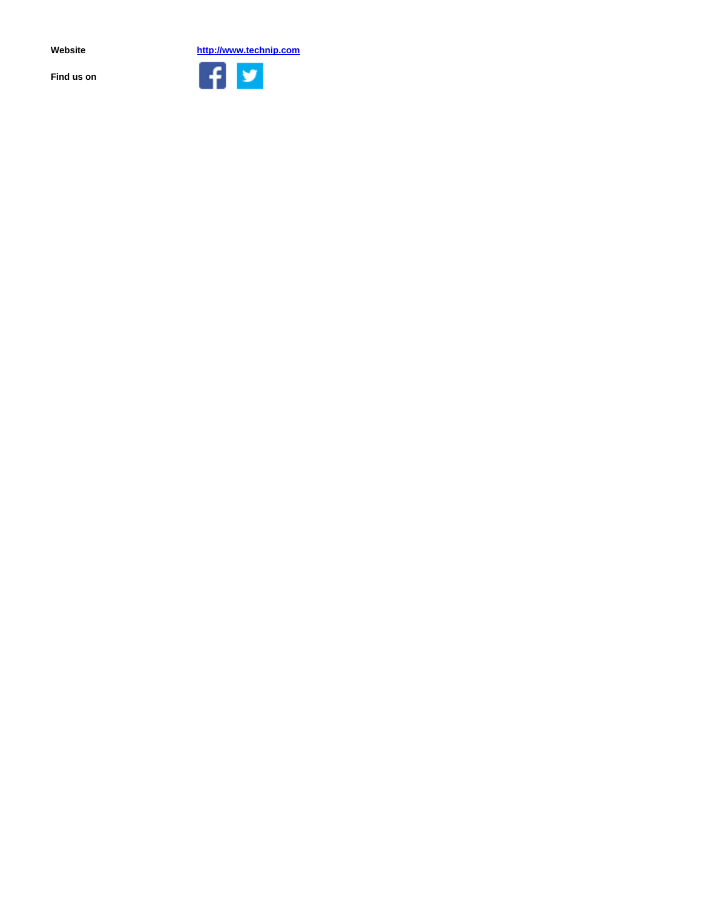| | |
|---|---|
| **Website** | http://www.technip.com |
| **Find us on** | |